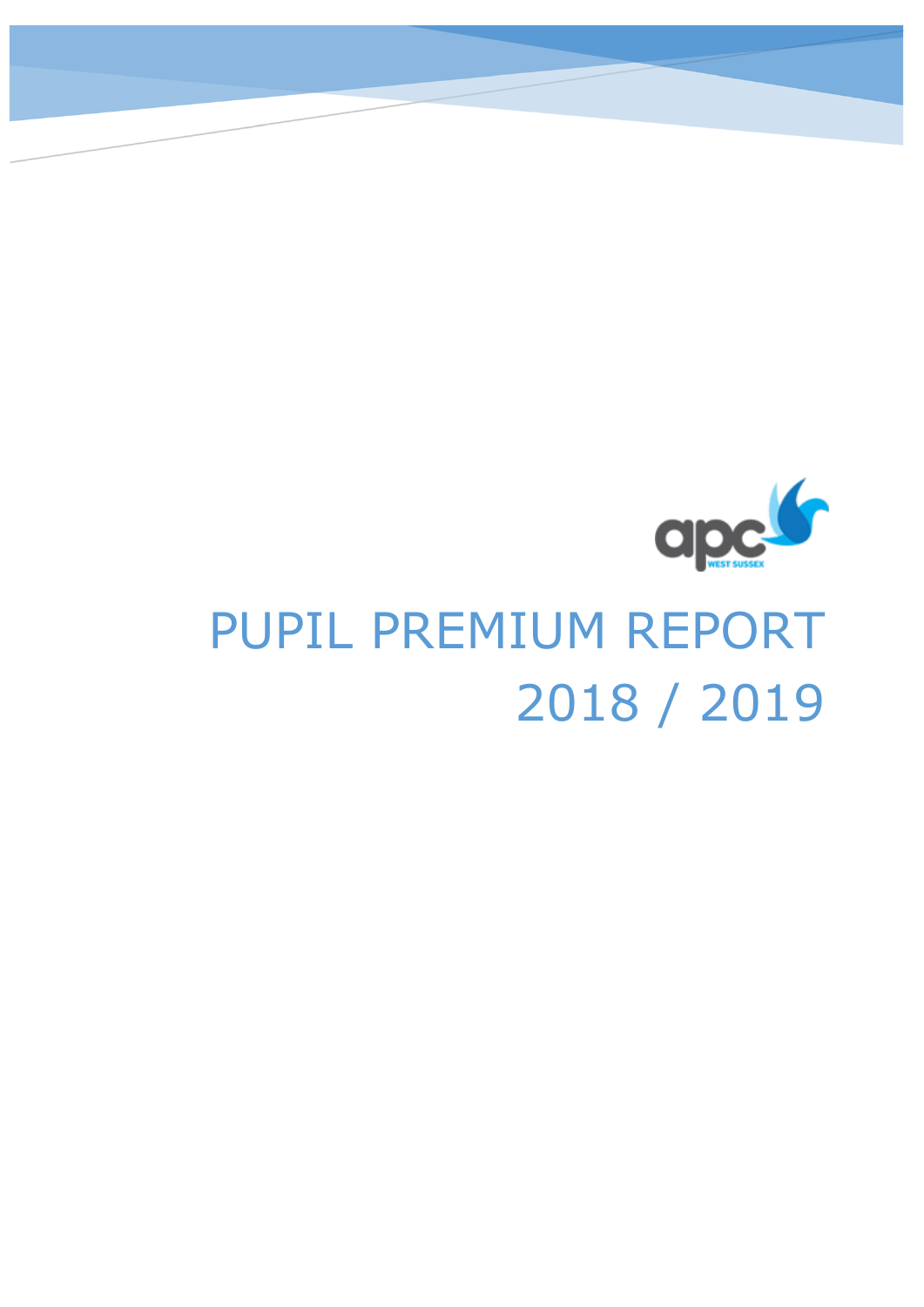apc WEST SUSSEX

# PUPIL PREMIUM REPORT 2018 / 2019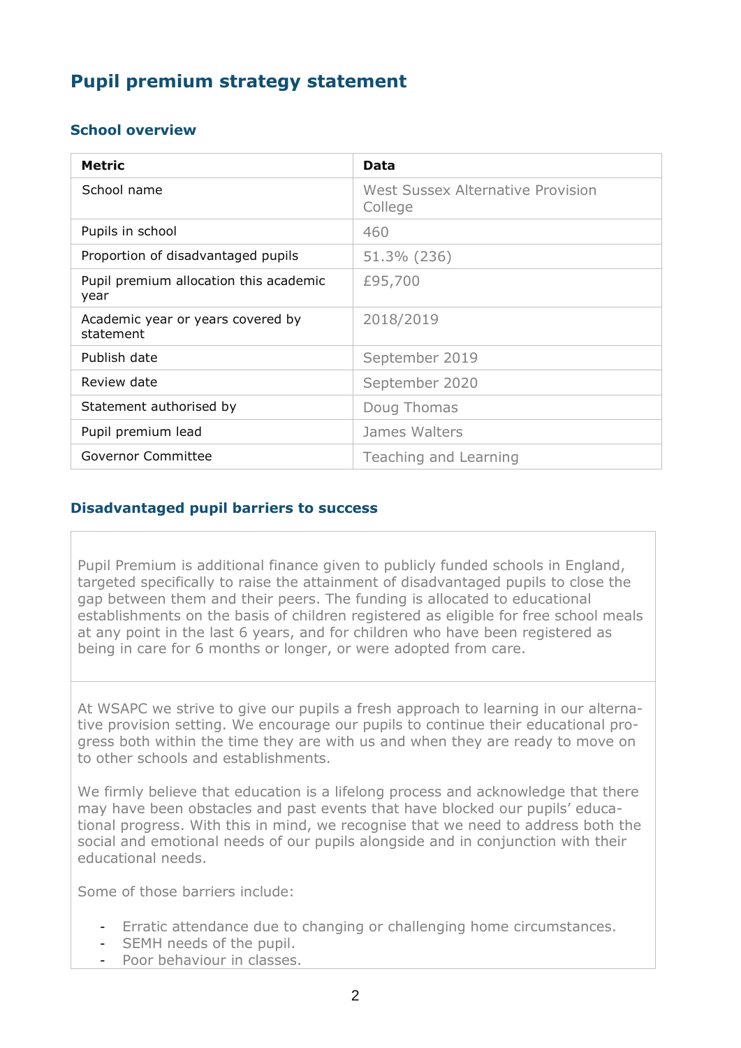# Pupil premium strategy statement

## School overview

| Metric | Data |
|---|---|
| School name | West Sussex Alternative Provision College |
| Pupils in school | 460 |
| Proportion of disadvantaged pupils | 51.3% (236) |
| Pupil premium allocation this academic year | £95,700 |
| Academic year or years covered by statement | 2018/2019 |
| Publish date | September 2019 |
| Review date | September 2020 |
| Statement authorised by | Doug Thomas |
| Pupil premium lead | James Walters |
| Governor Committee | Teaching and Learning |

## Disadvantaged pupil barriers to success

Pupil Premium is additional finance given to publicly funded schools in England, targeted specifically to raise the attainment of disadvantaged pupils to close the gap between them and their peers. The funding is allocated to educational establishments on the basis of children registered as eligible for free school meals at any point in the last 6 years, and for children who have been registered as being in care for 6 months or longer, or were adopted from care.

At WSAPC we strive to give our pupils a fresh approach to learning in our alternative provision setting. We encourage our pupils to continue their educational progress both within the time they are with us and when they are ready to move on to other schools and establishments.

We firmly believe that education is a lifelong process and acknowledge that there may have been obstacles and past events that have blocked our pupils' educational progress. With this in mind, we recognise that we need to address both the social and emotional needs of our pupils alongside and in conjunction with their educational needs.

Some of those barriers include:

- Erratic attendance due to changing or challenging home circumstances.
- SEMH needs of the pupil.
- Poor behaviour in classes.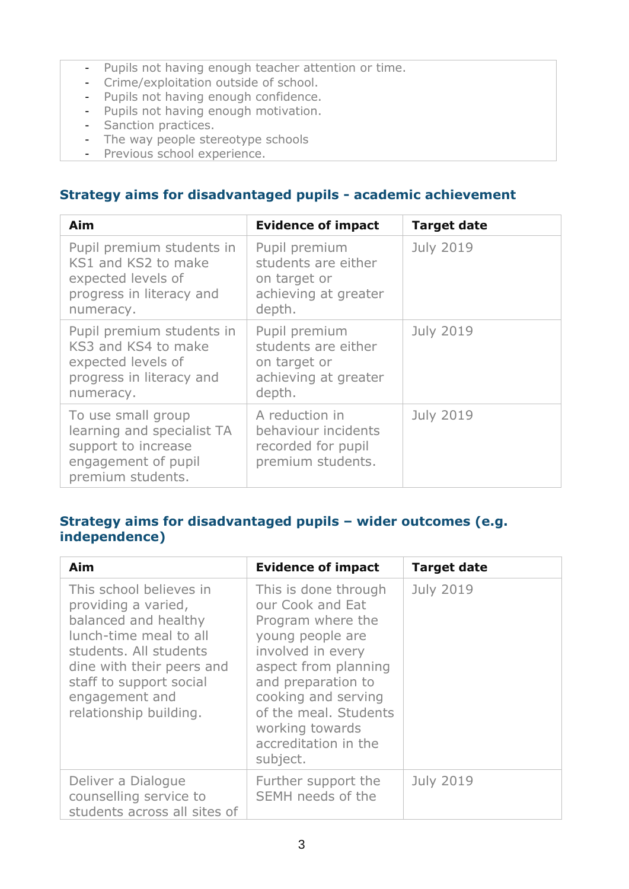- Pupils not having enough teacher attention or time.
- Crime/exploitation outside of school.
- Pupils not having enough confidence.
- Pupils not having enough motivation.
- Sanction practices.
- The way people stereotype schools
- Previous school experience.

## Strategy aims for disadvantaged pupils - academic achievement

| Aim | Evidence of impact | Target date |
|---|---|---|
| Pupil premium students in KS1 and KS2 to make expected levels of progress in literacy and numeracy. | Pupil premium students are either on target or achieving at greater depth. | July 2019 |
| Pupil premium students in KS3 and KS4 to make expected levels of progress in literacy and numeracy. | Pupil premium students are either on target or achieving at greater depth. | July 2019 |
| To use small group learning and specialist TA support to increase engagement of pupil premium students. | A reduction in behaviour incidents recorded for pupil premium students. | July 2019 |

## Strategy aims for disadvantaged pupils – wider outcomes (e.g. independence)

| Aim | Evidence of impact | Target date |
|---|---|---|
| This school believes in providing a varied, balanced and healthy lunch-time meal to all students. All students dine with their peers and staff to support social engagement and relationship building. | This is done through our Cook and Eat Program where the young people are involved in every aspect from planning and preparation to cooking and serving of the meal. Students working towards accreditation in the subject. | July 2019 |
| Deliver a Dialogue counselling service to students across all sites of | Further support the SEMH needs of the | July 2019 |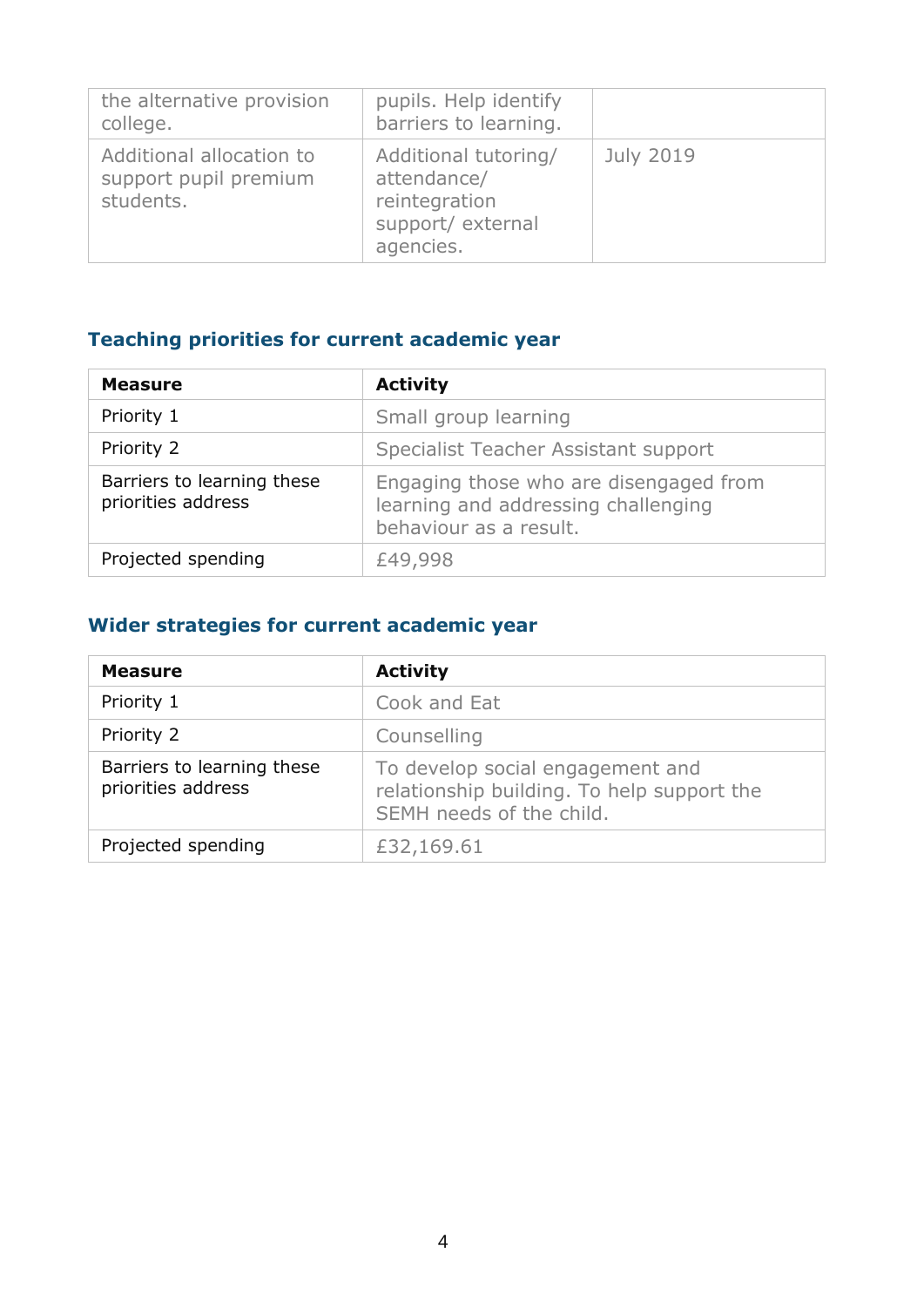| | | |
|---|---|---|
| the alternative provision college. | pupils. Help identify barriers to learning. | |
| Additional allocation to support pupil premium students. | Additional tutoring/ attendance/ reintegration support/ external agencies. | July 2019 |

## Teaching priorities for current academic year

| Measure | Activity |
|---|---|
| Priority 1 | Small group learning |
| Priority 2 | Specialist Teacher Assistant support |
| Barriers to learning these priorities address | Engaging those who are disengaged from learning and addressing challenging behaviour as a result. |
| Projected spending | £49,998 |

## Wider strategies for current academic year

| Measure | Activity |
|---|---|
| Priority 1 | Cook and Eat |
| Priority 2 | Counselling |
| Barriers to learning these priorities address | To develop social engagement and relationship building. To help support the SEMH needs of the child. |
| Projected spending | £32,169.61 |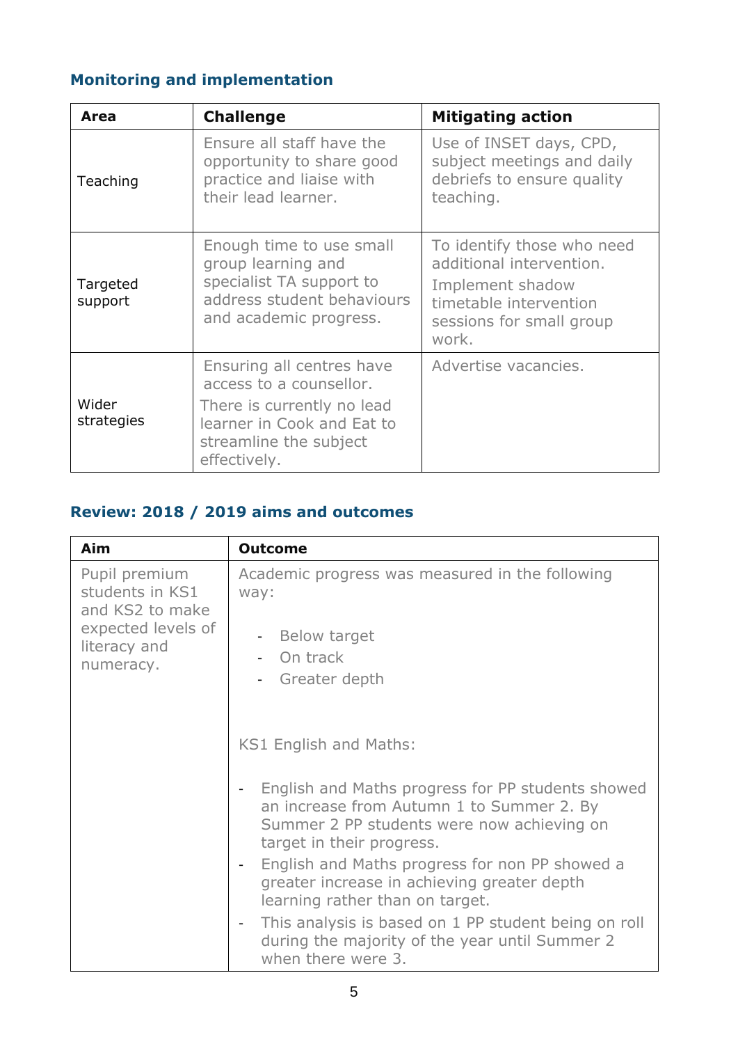### Monitoring and implementation

| Area | Challenge | Mitigating action |
|---|---|---|
| Teaching | Ensure all staff have the opportunity to share good practice and liaise with their lead learner. | Use of INSET days, CPD, subject meetings and daily debriefs to ensure quality teaching. |
| Targeted support | Enough time to use small group learning and specialist TA support to address student behaviours and academic progress. | To identify those who need additional intervention.<br>Implement shadow timetable intervention sessions for small group work. |
| Wider strategies | Ensuring all centres have access to a counsellor.<br>There is currently no lead learner in Cook and Eat to streamline the subject effectively. | Advertise vacancies. |

### Review: 2018 / 2019 aims and outcomes

| Aim | Outcome |
|---|---|
| Pupil premium students in KS1 and KS2 to make expected levels of literacy and numeracy. | Academic progress was measured in the following way:<br>- Below target<br>- On track<br>- Greater depth<br><br>KS1 English and Maths:<br>- English and Maths progress for PP students showed an increase from Autumn 1 to Summer 2. By Summer 2 PP students were now achieving on target in their progress.<br>- English and Maths progress for non PP showed a greater increase in achieving greater depth learning rather than on target.<br>- This analysis is based on 1 PP student being on roll during the majority of the year until Summer 2 when there were 3. |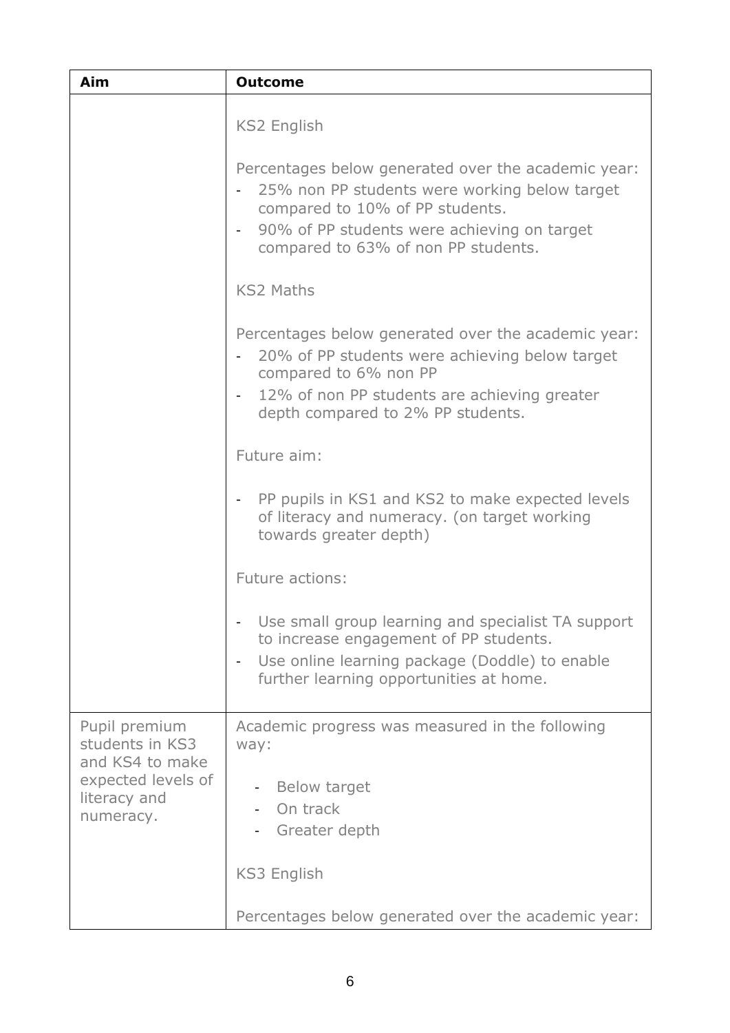| Aim | Outcome |
| --- | --- |
| | KS2 English<br><br>Percentages below generated over the academic year:<br>- 25% non PP students were working below target compared to 10% of PP students.<br>- 90% of PP students were achieving on target compared to 63% of non PP students.<br><br>KS2 Maths<br><br>Percentages below generated over the academic year:<br>- 20% of PP students were achieving below target compared to 6% non PP<br>- 12% of non PP students are achieving greater depth compared to 2% PP students.<br><br>Future aim:<br><br>- PP pupils in KS1 and KS2 to make expected levels of literacy and numeracy. (on target working towards greater depth)<br><br>Future actions:<br><br>- Use small group learning and specialist TA support to increase engagement of PP students.<br>- Use online learning package (Doddle) to enable further learning opportunities at home. |
| Pupil premium students in KS3 and KS4 to make expected levels of literacy and numeracy. | Academic progress was measured in the following way:<br><br>- Below target<br>- On track<br>- Greater depth<br><br>KS3 English<br><br>Percentages below generated over the academic year: |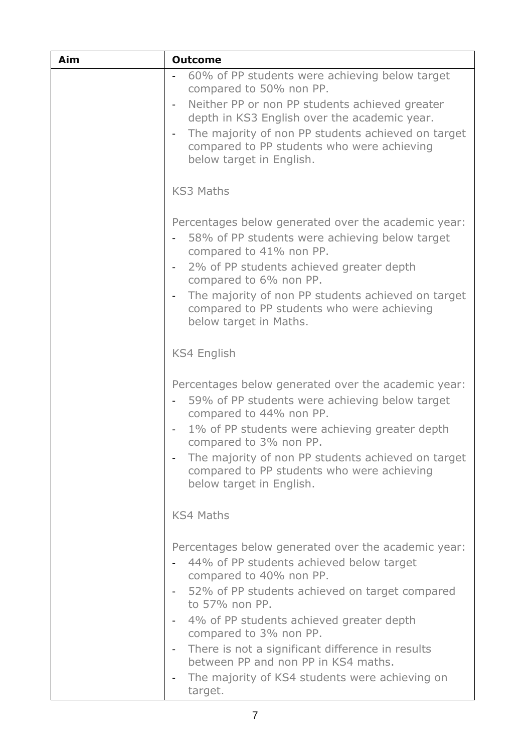| Aim | Outcome |
| --- | --- |
| | - 60% of PP students were achieving below target compared to 50% non PP.<br>- Neither PP or non PP students achieved greater depth in KS3 English over the academic year.<br>- The majority of non PP students achieved on target compared to PP students who were achieving below target in English.<br><br>KS3 Maths<br><br>Percentages below generated over the academic year:<br>- 58% of PP students were achieving below target compared to 41% non PP.<br>- 2% of PP students achieved greater depth compared to 6% non PP.<br>- The majority of non PP students achieved on target compared to PP students who were achieving below target in Maths.<br><br>KS4 English<br><br>Percentages below generated over the academic year:<br>- 59% of PP students were achieving below target compared to 44% non PP.<br>- 1% of PP students were achieving greater depth compared to 3% non PP.<br>- The majority of non PP students achieved on target compared to PP students who were achieving below target in English.<br><br>KS4 Maths<br><br>Percentages below generated over the academic year:<br>- 44% of PP students achieved below target compared to 40% non PP.<br>- 52% of PP students achieved on target compared to 57% non PP.<br>- 4% of PP students achieved greater depth compared to 3% non PP.<br>- There is not a significant difference in results between PP and non PP in KS4 maths.<br>- The majority of KS4 students were achieving on target. |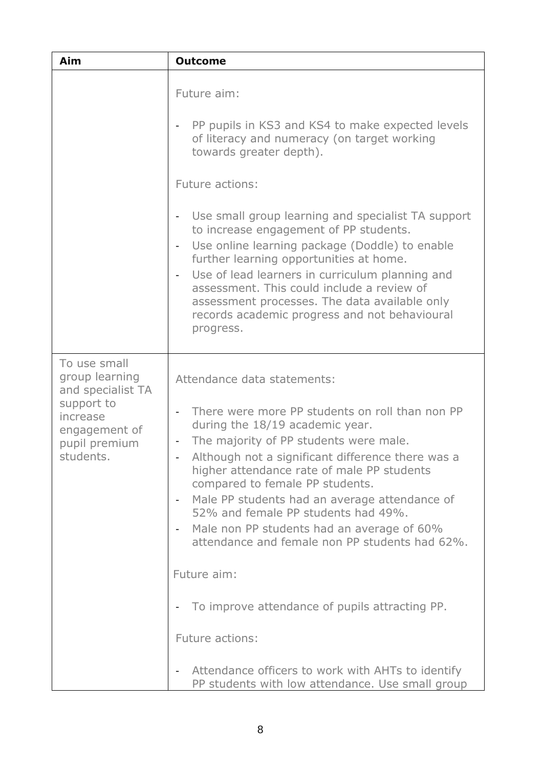| Aim | Outcome |
| --- | --- |
| | Future aim:<br><br>- PP pupils in KS3 and KS4 to make expected levels of literacy and numeracy (on target working towards greater depth).<br><br>Future actions:<br><br>- Use small group learning and specialist TA support to increase engagement of PP students.<br>- Use online learning package (Doddle) to enable further learning opportunities at home.<br>- Use of lead learners in curriculum planning and assessment. This could include a review of assessment processes. The data available only records academic progress and not behavioural progress. |
| To use small group learning and specialist TA support to increase engagement of pupil premium students. | Attendance data statements:<br><br>- There were more PP students on roll than non PP during the 18/19 academic year.<br>- The majority of PP students were male.<br>- Although not a significant difference there was a higher attendance rate of male PP students compared to female PP students.<br>- Male PP students had an average attendance of 52% and female PP students had 49%.<br>- Male non PP students had an average of 60% attendance and female non PP students had 62%.<br><br>Future aim:<br><br>- To improve attendance of pupils attracting PP.<br><br>Future actions:<br><br>- Attendance officers to work with AHTs to identify PP students with low attendance. Use small group |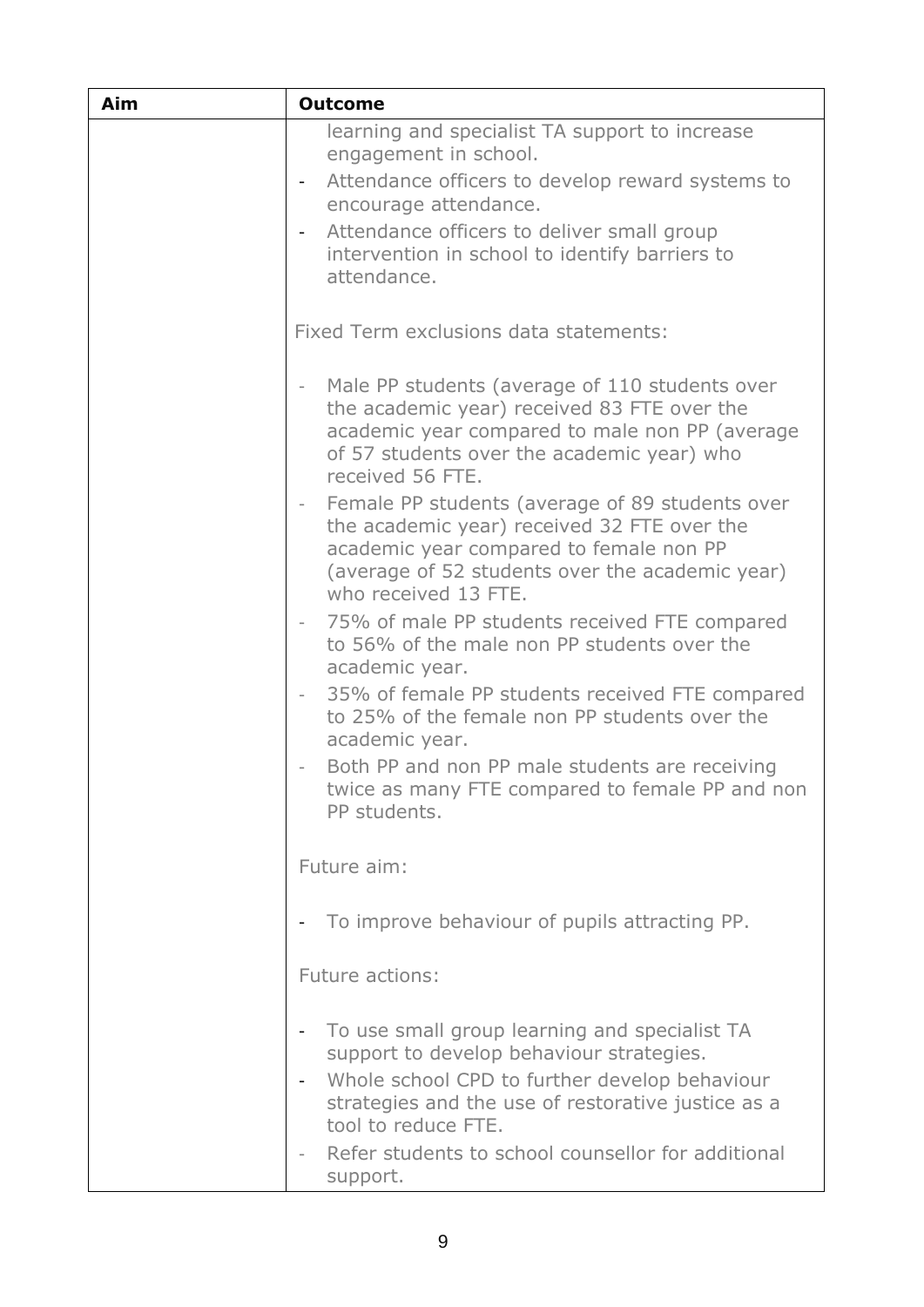| Aim | Outcome |
|---|---|
| | learning and specialist TA support to increase engagement in school.<br>- Attendance officers to develop reward systems to encourage attendance.<br>- Attendance officers to deliver small group intervention in school to identify barriers to attendance.<br><br>Fixed Term exclusions data statements:<br><br>- Male PP students (average of 110 students over the academic year) received 83 FTE over the academic year compared to male non PP (average of 57 students over the academic year) who received 56 FTE.<br>- Female PP students (average of 89 students over the academic year) received 32 FTE over the academic year compared to female non PP (average of 52 students over the academic year) who received 13 FTE.<br>- 75% of male PP students received FTE compared to 56% of the male non PP students over the academic year.<br>- 35% of female PP students received FTE compared to 25% of the female non PP students over the academic year.<br>- Both PP and non PP male students are receiving twice as many FTE compared to female PP and non PP students.<br><br>Future aim:<br><br>- To improve behaviour of pupils attracting PP.<br><br>Future actions:<br><br>- To use small group learning and specialist TA support to develop behaviour strategies.<br>- Whole school CPD to further develop behaviour strategies and the use of restorative justice as a tool to reduce FTE.<br>- Refer students to school counsellor for additional support. |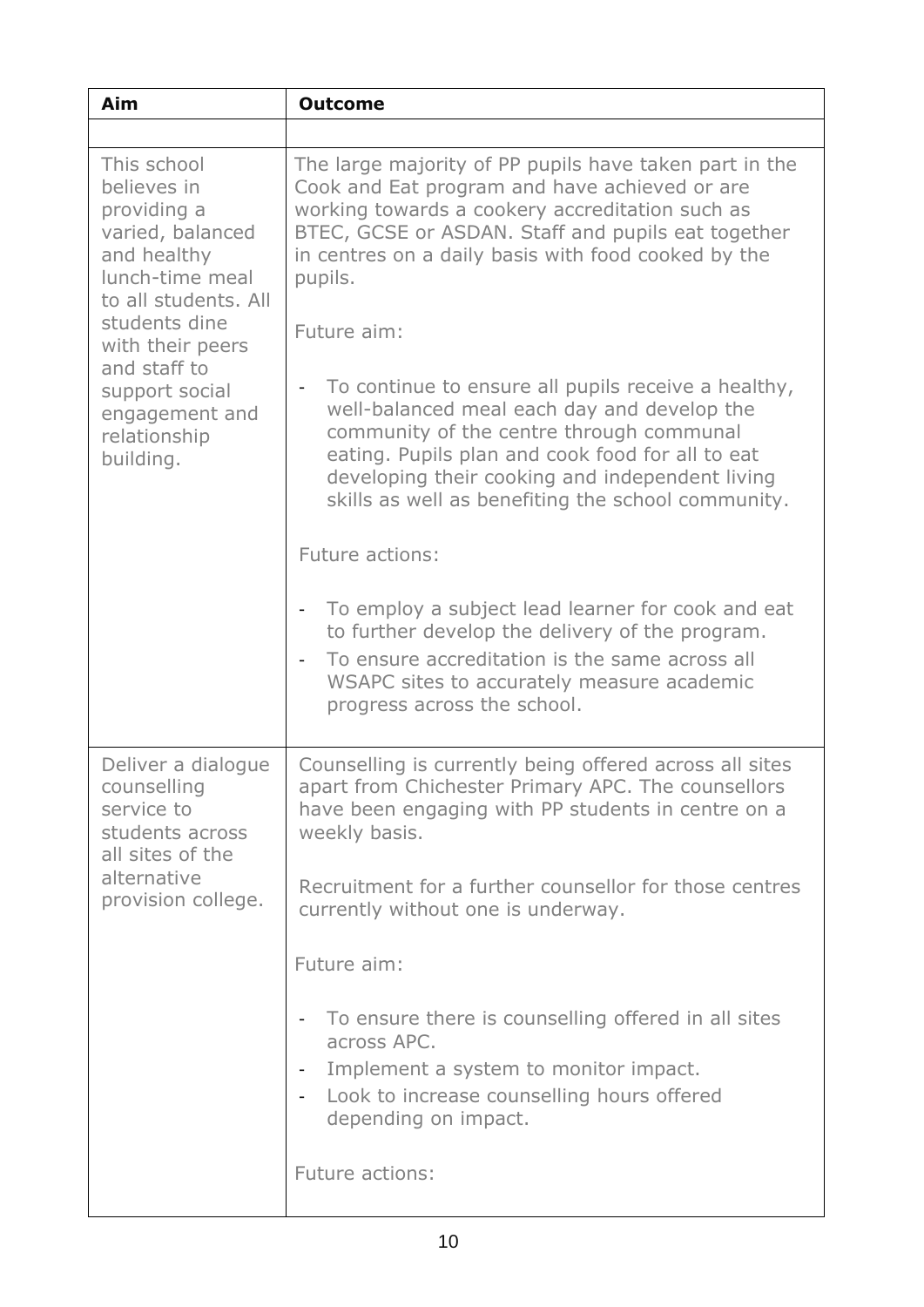| Aim | Outcome |
|---|---|
| | |
| This school believes in providing a varied, balanced and healthy lunch-time meal to all students. All students dine with their peers and staff to support social engagement and relationship building. | The large majority of PP pupils have taken part in the Cook and Eat program and have achieved or are working towards a cookery accreditation such as BTEC, GCSE or ASDAN. Staff and pupils eat together in centres on a daily basis with food cooked by the pupils.<br><br>Future aim:<br><br>- To continue to ensure all pupils receive a healthy, well-balanced meal each day and develop the community of the centre through communal eating. Pupils plan and cook food for all to eat developing their cooking and independent living skills as well as benefiting the school community.<br><br>Future actions:<br><br>- To employ a subject lead learner for cook and eat to further develop the delivery of the program.<br>- To ensure accreditation is the same across all WSAPC sites to accurately measure academic progress across the school. |
| Deliver a dialogue counselling service to students across all sites of the alternative provision college. | Counselling is currently being offered across all sites apart from Chichester Primary APC. The counsellors have been engaging with PP students in centre on a weekly basis.<br><br>Recruitment for a further counsellor for those centres currently without one is underway.<br><br>Future aim:<br><br>- To ensure there is counselling offered in all sites across APC.<br>- Implement a system to monitor impact.<br>- Look to increase counselling hours offered depending on impact.<br><br>Future actions: |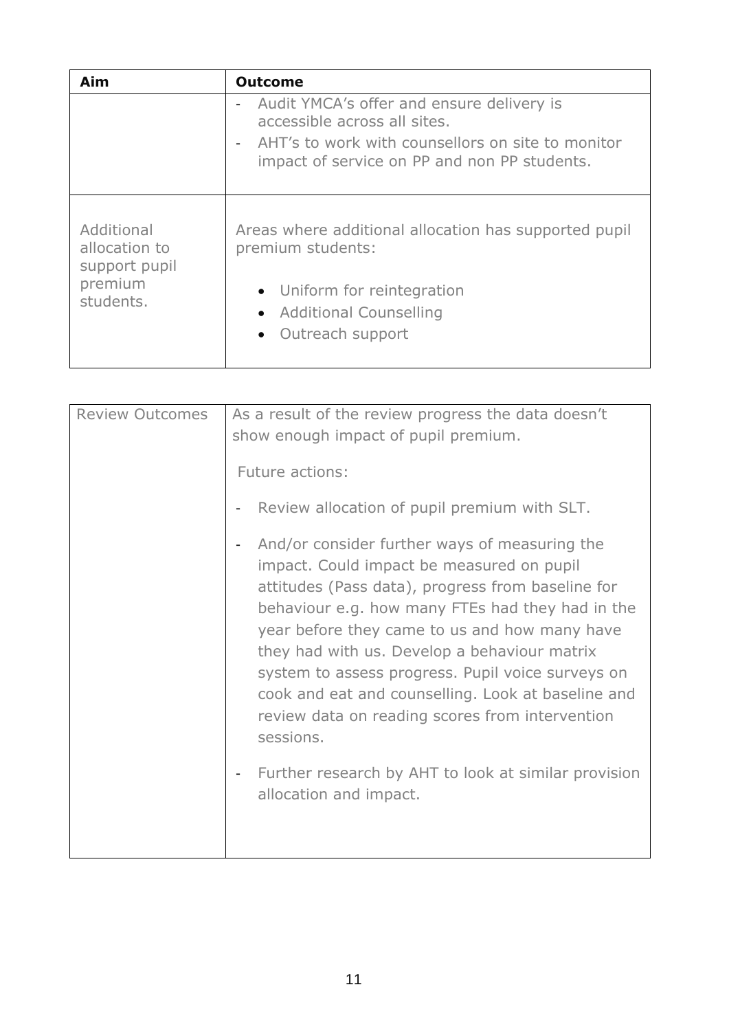| Aim | Outcome |
| --- | --- |
| | - Audit YMCA's offer and ensure delivery is accessible across all sites.<br>- AHT's to work with counsellors on site to monitor impact of service on PP and non PP students. |
| Additional allocation to support pupil premium students. | Areas where additional allocation has supported pupil premium students:<br><br>• Uniform for reintegration<br>• Additional Counselling<br>• Outreach support |

| | |
| --- | --- |
| Review Outcomes | As a result of the review progress the data doesn't show enough impact of pupil premium.<br><br>Future actions:<br><br>- Review allocation of pupil premium with SLT.<br>- And/or consider further ways of measuring the impact. Could impact be measured on pupil attitudes (Pass data), progress from baseline for behaviour e.g. how many FTEs had they had in the year before they came to us and how many have they had with us. Develop a behaviour matrix system to assess progress. Pupil voice surveys on cook and eat and counselling. Look at baseline and review data on reading scores from intervention sessions.<br>- Further research by AHT to look at similar provision allocation and impact. |